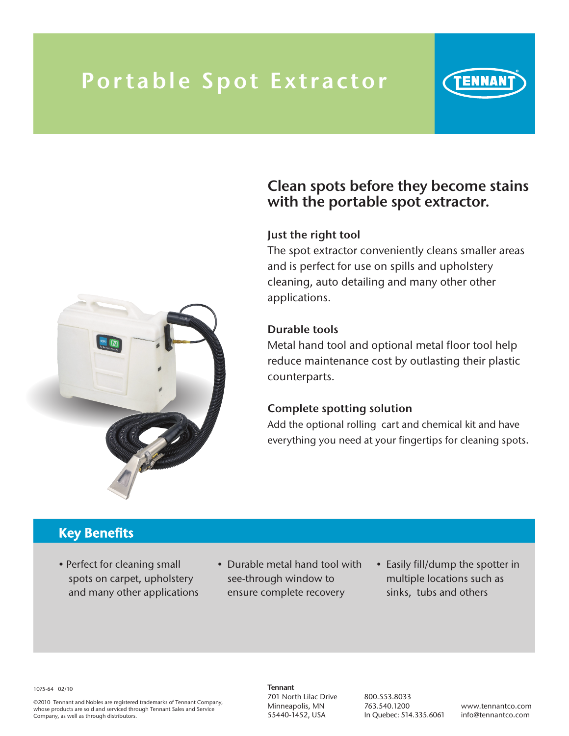# Portable Spot Extractor

TENNANT

## Clean spots before they become stains with the portable spot extractor.

### Just the right tool

The spot extractor conveniently cleans smaller areas and is perfect for use on spills and upholstery cleaning, auto detailing and many other other applications.

### Durable tools

Metal hand tool and optional metal floor tool help reduce maintenance cost by outlasting their plastic counterparts.

### Complete spotting solution

Add the optional rolling cart and chemical kit and have everything you need at your fingertips for cleaning spots.

## Key Benefits

- Perfect for cleaning small spots on carpet, upholstery and many other applications
- Durable metal hand tool with see-through window to ensure complete recovery
- Easily fill/dump the spotter in multiple locations such as sinks, tubs and others

1075-64 02/10

©2010 Tennant and Nobles are registered trademarks of Tennant Company, whose products are sold and serviced through Tennant Sales and Service Company, as well as through distributors.

**Tennant**
701 North Lilac Drive
Minneapolis, MN
55440-1452, USA

800.553.8033
763.540.1200
In Quebec: 514.335.6061

www.tennantco.com
info@tennantco.com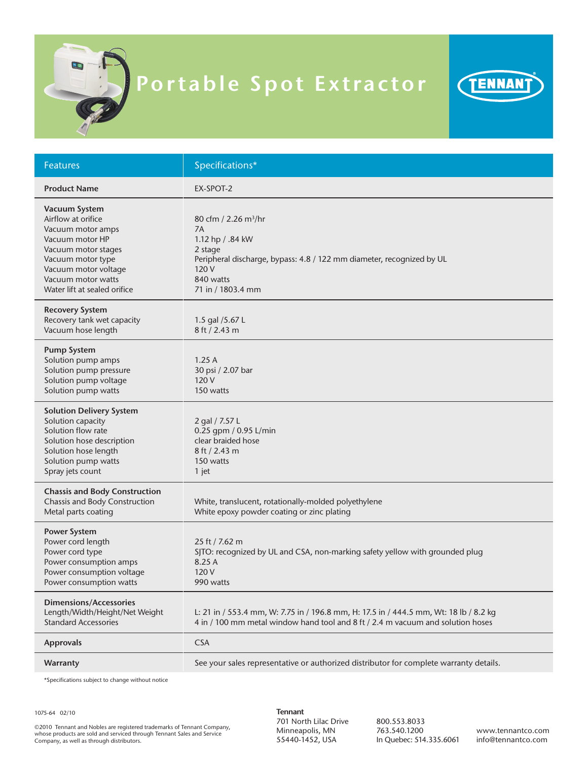# Portable Spot Extractor

TENNANT

| Features | Specifications* |
|---|---|
| **Product Name** | EX-SPOT-2 |
| **Vacuum System** | |
| Airflow at orifice | 80 cfm / 2.26 m³/hr |
| Vacuum motor amps | 7A |
| Vacuum motor HP | 1.12 hp / .84 kW |
| Vacuum motor stages | 2 stage |
| Vacuum motor type | Peripheral discharge, bypass: 4.8 / 122 mm diameter, recognized by UL |
| Vacuum motor voltage | 120 V |
| Vacuum motor watts | 840 watts |
| Water lift at sealed orifice | 71 in / 1803.4 mm |
| **Recovery System** | |
| Recovery tank wet capacity | 1.5 gal /5.67 L |
| Vacuum hose length | 8 ft / 2.43 m |
| **Pump System** | |
| Solution pump amps | 1.25 A |
| Solution pump pressure | 30 psi / 2.07 bar |
| Solution pump voltage | 120 V |
| Solution pump watts | 150 watts |
| **Solution Delivery System** | |
| Solution capacity | 2 gal / 7.57 L |
| Solution flow rate | 0.25 gpm / 0.95 L/min |
| Solution hose description | clear braided hose |
| Solution hose length | 8 ft / 2.43 m |
| Solution pump watts | 150 watts |
| Spray jets count | 1 jet |
| **Chassis and Body Construction** | |
| Chassis and Body Construction | White, translucent, rotationally-molded polyethylene |
| Metal parts coating | White epoxy powder coating or zinc plating |
| **Power System** | |
| Power cord length | 25 ft / 7.62 m |
| Power cord type | SJTO: recognized by UL and CSA, non-marking safety yellow with grounded plug |
| Power consumption amps | 8.25 A |
| Power consumption voltage | 120 V |
| Power consumption watts | 990 watts |
| **Dimensions/Accessories** | |
| Length/Width/Height/Net Weight | L: 21 in / 553.4 mm, W: 7.75 in / 196.8 mm, H: 17.5 in / 444.5 mm, Wt: 18 lb / 8.2 kg |
| Standard Accessories | 4 in / 100 mm metal window hand tool and 8 ft / 2.4 m vacuum and solution hoses |
| **Approvals** | CSA |
| **Warranty** | See your sales representative or authorized distributor for complete warranty details. |

*Specifications subject to change without notice

1075-64 02/10

©2010 Tennant and Nobles are registered trademarks of Tennant Company, whose products are sold and serviced through Tennant Sales and Service Company, as well as through distributors.

**Tennant**
701 North Lilac Drive
Minneapolis, MN
55440-1452, USA

800.553.8033
763.540.1200
In Quebec: 514.335.6061

www.tennantco.com
info@tennantco.com